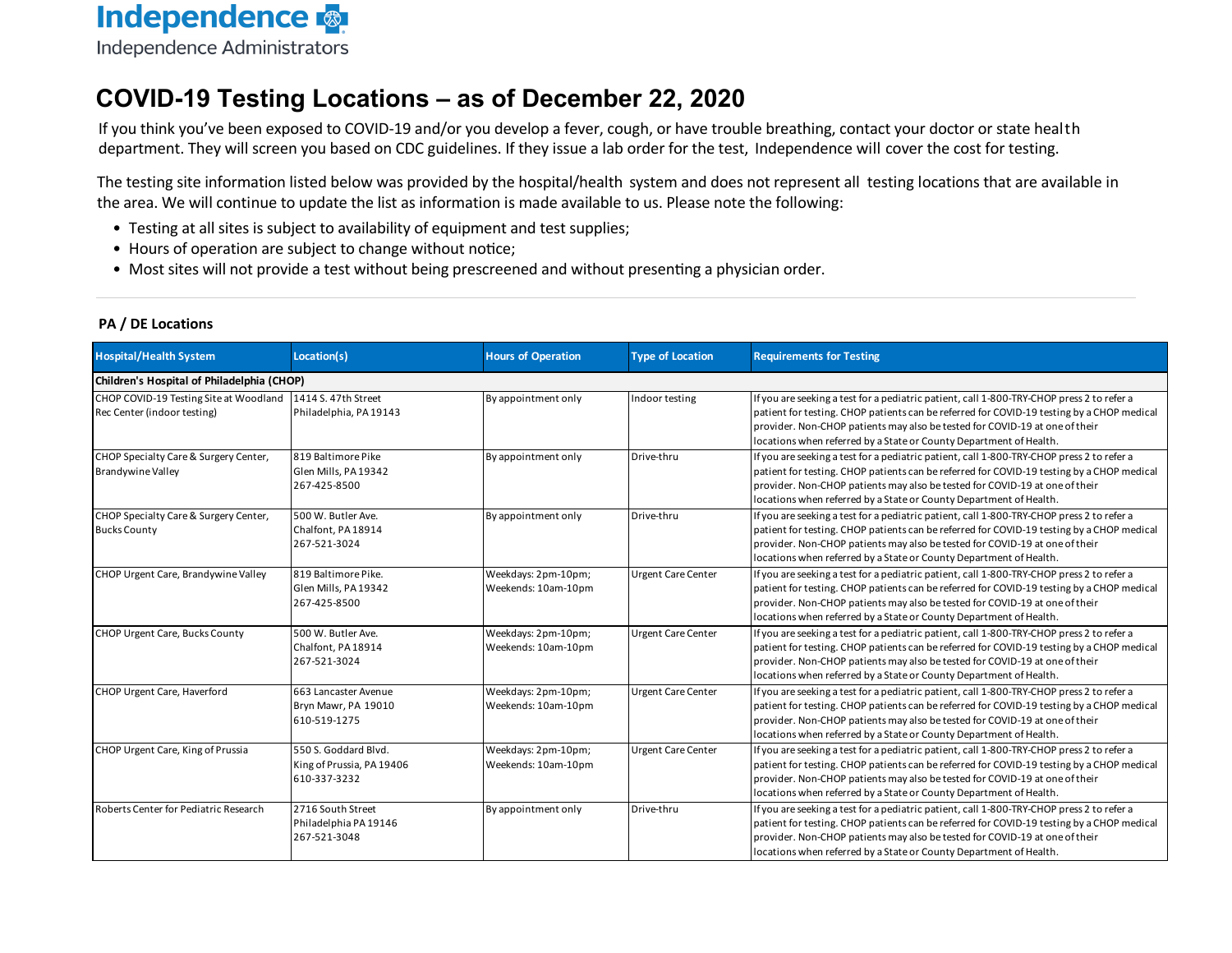Independence

Independence Administrators

# COVID-19 Testing Locations – as of December 22, 2020

If you think you've been exposed to COVID-19 and/or you develop a fever, cough, or have trouble breathing, contact your doctor or state health department. They will screen you based on CDC guidelines. If they issue a lab order for the test, Independence will cover the cost for testing.

The testing site information listed below was provided by the hospital/health system and does not represent all testing locations that are available in the area. We will continue to update the list as information is made available to us. Please note the following:

- Testing at all sites is subject to availability of equipment and test supplies;
- Hours of operation are subject to change without notice;
- Most sites will not provide a test without being prescreened and without presenting a physician order.

## PA / DE Locations

| Hospital/Health System | Location(s) | Hours of Operation | Type of Location | Requirements for Testing |
|---|---|---|---|---|
| **Children's Hospital of Philadelphia (CHOP)** | | | | |
| CHOP COVID-19 Testing Site at Woodland Rec Center (indoor testing) | 1414 S. 47th Street<br>Philadelphia, PA 19143 | By appointment only | Indoor testing | If you are seeking a test for a pediatric patient, call 1-800-TRY-CHOP press 2 to refer a patient for testing. CHOP patients can be referred for COVID-19 testing by a CHOP medical provider. Non-CHOP patients may also be tested for COVID-19 at one of their locations when referred by a State or County Department of Health. |
| CHOP Specialty Care & Surgery Center, Brandywine Valley | 819 Baltimore Pike<br>Glen Mills, PA 19342<br>267-425-8500 | By appointment only | Drive-thru | If you are seeking a test for a pediatric patient, call 1-800-TRY-CHOP press 2 to refer a patient for testing. CHOP patients can be referred for COVID-19 testing by a CHOP medical provider. Non-CHOP patients may also be tested for COVID-19 at one of their locations when referred by a State or County Department of Health. |
| CHOP Specialty Care & Surgery Center, Bucks County | 500 W. Butler Ave.<br>Chalfont, PA 18914<br>267-521-3024 | By appointment only | Drive-thru | If you are seeking a test for a pediatric patient, call 1-800-TRY-CHOP press 2 to refer a patient for testing. CHOP patients can be referred for COVID-19 testing by a CHOP medical provider. Non-CHOP patients may also be tested for COVID-19 at one of their locations when referred by a State or County Department of Health. |
| CHOP Urgent Care, Brandywine Valley | 819 Baltimore Pike.<br>Glen Mills, PA 19342<br>267-425-8500 | Weekdays: 2pm-10pm;<br>Weekends: 10am-10pm | Urgent Care Center | If you are seeking a test for a pediatric patient, call 1-800-TRY-CHOP press 2 to refer a patient for testing. CHOP patients can be referred for COVID-19 testing by a CHOP medical provider. Non-CHOP patients may also be tested for COVID-19 at one of their locations when referred by a State or County Department of Health. |
| CHOP Urgent Care, Bucks County | 500 W. Butler Ave.<br>Chalfont, PA 18914<br>267-521-3024 | Weekdays: 2pm-10pm;<br>Weekends: 10am-10pm | Urgent Care Center | If you are seeking a test for a pediatric patient, call 1-800-TRY-CHOP press 2 to refer a patient for testing. CHOP patients can be referred for COVID-19 testing by a CHOP medical provider. Non-CHOP patients may also be tested for COVID-19 at one of their locations when referred by a State or County Department of Health. |
| CHOP Urgent Care, Haverford | 663 Lancaster Avenue<br>Bryn Mawr, PA 19010<br>610-519-1275 | Weekdays: 2pm-10pm;<br>Weekends: 10am-10pm | Urgent Care Center | If you are seeking a test for a pediatric patient, call 1-800-TRY-CHOP press 2 to refer a patient for testing. CHOP patients can be referred for COVID-19 testing by a CHOP medical provider. Non-CHOP patients may also be tested for COVID-19 at one of their locations when referred by a State or County Department of Health. |
| CHOP Urgent Care, King of Prussia | 550 S. Goddard Blvd.<br>King of Prussia, PA 19406<br>610-337-3232 | Weekdays: 2pm-10pm;<br>Weekends: 10am-10pm | Urgent Care Center | If you are seeking a test for a pediatric patient, call 1-800-TRY-CHOP press 2 to refer a patient for testing. CHOP patients can be referred for COVID-19 testing by a CHOP medical provider. Non-CHOP patients may also be tested for COVID-19 at one of their locations when referred by a State or County Department of Health. |
| Roberts Center for Pediatric Research | 2716 South Street<br>Philadelphia PA 19146<br>267-521-3048 | By appointment only | Drive-thru | If you are seeking a test for a pediatric patient, call 1-800-TRY-CHOP press 2 to refer a patient for testing. CHOP patients can be referred for COVID-19 testing by a CHOP medical provider. Non-CHOP patients may also be tested for COVID-19 at one of their locations when referred by a State or County Department of Health. |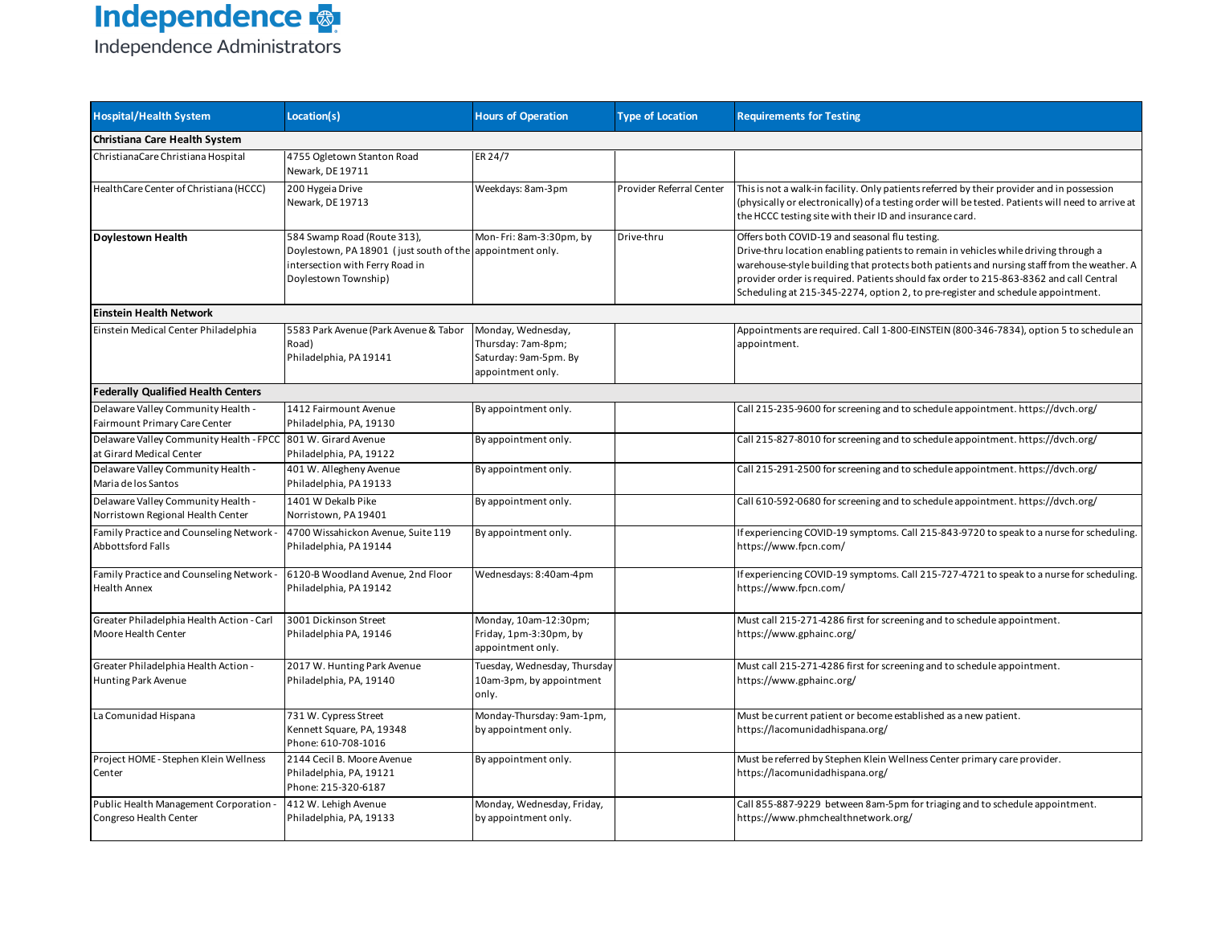Independence
Independence Administrators

| Hospital/Health System | Location(s) | Hours of Operation | Type of Location | Requirements for Testing |
|---|---|---|---|---|
| **Christiana Care Health System** | | | | |
| ChristianaCare Christiana Hospital | 4755 Ogletown Stanton Road Newark, DE 19711 | ER 24/7 | | |
| HealthCare Center of Christiana (HCCC) | 200 Hygeia Drive Newark, DE 19713 | Weekdays: 8am-3pm | Provider Referral Center | This is not a walk-in facility. Only patients referred by their provider and in possession (physically or electronically) of a testing order will be tested. Patients will need to arrive at the HCCC testing site with their ID and insurance card. |
| **Doylestown Health** | 584 Swamp Road (Route 313), Doylestown, PA 18901 (just south of the intersection with Ferry Road in Doylestown Township) | Mon- Fri: 8am-3:30pm, by appointment only. | Drive-thru | Offers both COVID-19 and seasonal flu testing. Drive-thru location enabling patients to remain in vehicles while driving through a warehouse-style building that protects both patients and nursing staff from the weather. A provider order is required. Patients should fax order to 215-863-8362 and call Central Scheduling at 215-345-2274, option 2, to pre-register and schedule appointment. |
| **Einstein Health Network** | | | | |
| Einstein Medical Center Philadelphia | 5583 Park Avenue (Park Avenue & Tabor Road) Philadelphia, PA 19141 | Monday, Wednesday, Thursday: 7am-8pm; Saturday: 9am-5pm. By appointment only. | | Appointments are required. Call 1-800-EINSTEIN (800-346-7834), option 5 to schedule an appointment. |
| **Federally Qualified Health Centers** | | | | |
| Delaware Valley Community Health - Fairmount Primary Care Center | 1412 Fairmount Avenue Philadelphia, PA, 19130 | By appointment only. | | Call 215-235-9600 for screening and to schedule appointment. https://dvch.org/ |
| Delaware Valley Community Health - FPCC at Girard Medical Center | 801 W. Girard Avenue Philadelphia, PA, 19122 | By appointment only. | | Call 215-827-8010 for screening and to schedule appointment. https://dvch.org/ |
| Delaware Valley Community Health - Maria de los Santos | 401 W. Allegheny Avenue Philadelphia, PA 19133 | By appointment only. | | Call 215-291-2500 for screening and to schedule appointment. https://dvch.org/ |
| Delaware Valley Community Health - Norristown Regional Health Center | 1401 W Dekalb Pike Norristown, PA 19401 | By appointment only. | | Call 610-592-0680 for screening and to schedule appointment. https://dvch.org/ |
| Family Practice and Counseling Network - Abbottsford Falls | 4700 Wissahickon Avenue, Suite 119 Philadelphia, PA 19144 | By appointment only. | | If experiencing COVID-19 symptoms. Call 215-843-9720 to speak to a nurse for scheduling. https://www.fpcn.com/ |
| Family Practice and Counseling Network - Health Annex | 6120-B Woodland Avenue, 2nd Floor Philadelphia, PA 19142 | Wednesdays: 8:40am-4pm | | If experiencing COVID-19 symptoms. Call 215-727-4721 to speak to a nurse for scheduling. https://www.fpcn.com/ |
| Greater Philadelphia Health Action - Carl Moore Health Center | 3001 Dickinson Street Philadelphia PA, 19146 | Monday, 10am-12:30pm; Friday, 1pm-3:30pm, by appointment only. | | Must call 215-271-4286 first for screening and to schedule appointment. https://www.gphainc.org/ |
| Greater Philadelphia Health Action - Hunting Park Avenue | 2017 W. Hunting Park Avenue Philadelphia, PA, 19140 | Tuesday, Wednesday, Thursday 10am-3pm, by appointment only. | | Must call 215-271-4286 first for screening and to schedule appointment. https://www.gphainc.org/ |
| La Comunidad Hispana | 731 W. Cypress Street Kennett Square, PA, 19348 Phone: 610-708-1016 | Monday-Thursday: 9am-1pm, by appointment only. | | Must be current patient or become established as a new patient. https://lacomunidadhispana.org/ |
| Project HOME - Stephen Klein Wellness Center | 2144 Cecil B. Moore Avenue Philadelphia, PA, 19121 Phone: 215-320-6187 | By appointment only. | | Must be referred by Stephen Klein Wellness Center primary care provider. https://lacomunidadhispana.org/ |
| Public Health Management Corporation - Congreso Health Center | 412 W. Lehigh Avenue Philadelphia, PA, 19133 | Monday, Wednesday, Friday, by appointment only. | | Call 855-887-9229 between 8am-5pm for triaging and to schedule appointment. https://www.phmchealthnetwork.org/ |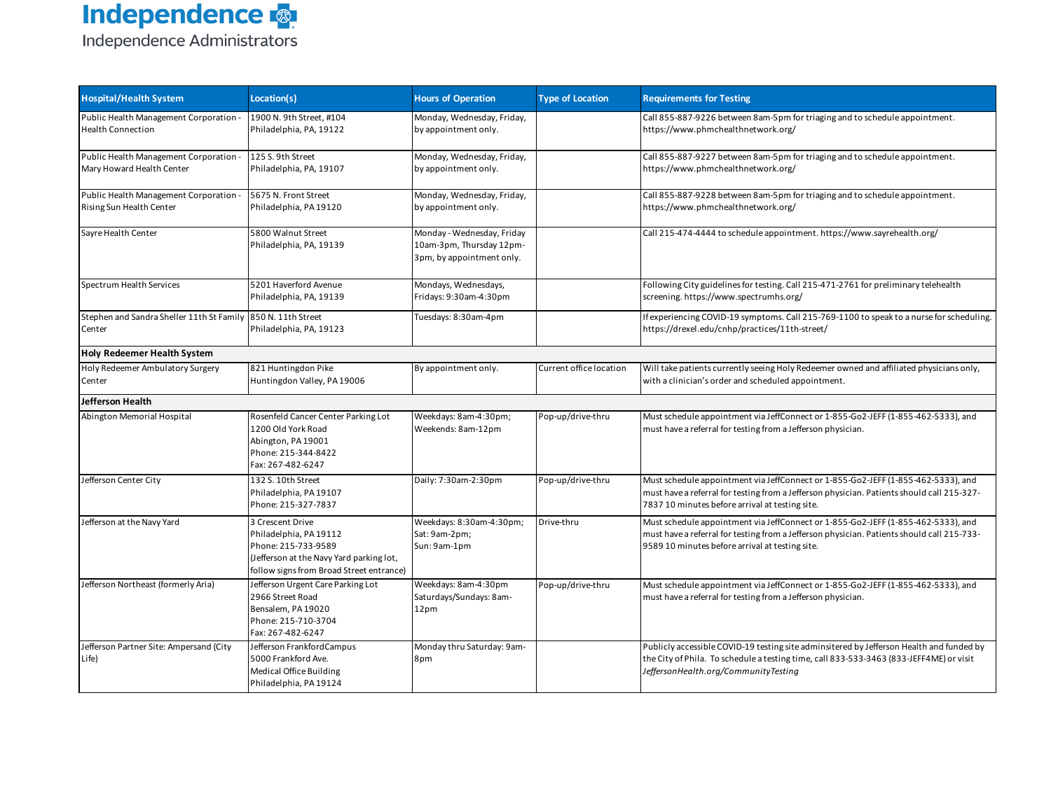| Hospital/Health System | Location(s) | Hours of Operation | Type of Location | Requirements for Testing |
|---|---|---|---|---|
| Public Health Management Corporation - Health Connection | 1900 N. 9th Street, #104<br>Philadelphia, PA, 19122 | Monday, Wednesday, Friday, by appointment only. | | Call 855-887-9226 between 8am-5pm for triaging and to schedule appointment. https://www.phmchealthnetwork.org/ |
| Public Health Management Corporation - Mary Howard Health Center | 125 S. 9th Street<br>Philadelphia, PA, 19107 | Monday, Wednesday, Friday, by appointment only. | | Call 855-887-9227 between 8am-5pm for triaging and to schedule appointment. https://www.phmchealthnetwork.org/ |
| Public Health Management Corporation - Rising Sun Health Center | 5675 N. Front Street<br>Philadelphia, PA 19120 | Monday, Wednesday, Friday, by appointment only. | | Call 855-887-9228 between 8am-5pm for triaging and to schedule appointment. https://www.phmchealthnetwork.org/ |
| Sayre Health Center | 5800 Walnut Street<br>Philadelphia, PA, 19139 | Monday - Wednesday, Friday 10am-3pm, Thursday 12pm-3pm, by appointment only. | | Call 215-474-4444 to schedule appointment. https://www.sayrehealth.org/ |
| Spectrum Health Services | 5201 Haverford Avenue<br>Philadelphia, PA, 19139 | Mondays, Wednesdays, Fridays: 9:30am-4:30pm | | Following City guidelines for testing. Call 215-471-2761 for preliminary telehealth screening. https://www.spectrumhs.org/ |
| Stephen and Sandra Sheller 11th St Family Center | 850 N. 11th Street<br>Philadelphia, PA, 19123 | Tuesdays: 8:30am-4pm | | If experiencing COVID-19 symptoms. Call 215-769-1100 to speak to a nurse for scheduling. https://drexel.edu/cnhp/practices/11th-street/ |
| **Holy Redeemer Health System** | | | | |
| Holy Redeemer Ambulatory Surgery Center | 821 Huntingdon Pike<br>Huntingdon Valley, PA 19006 | By appointment only. | Current office location | Will take patients currently seeing Holy Redeemer owned and affiliated physicians only, with a clinician's order and scheduled appointment. |
| **Jefferson Health** | | | | |
| Abington Memorial Hospital | Rosenfeld Cancer Center Parking Lot<br>1200 Old York Road<br>Abington, PA 19001<br>Phone: 215-344-8422<br>Fax: 267-482-6247 | Weekdays: 8am-4:30pm;<br>Weekends: 8am-12pm | Pop-up/drive-thru | Must schedule appointment via JeffConnect or 1-855-Go2-JEFF (1-855-462-5333), and must have a referral for testing from a Jefferson physician. |
| Jefferson Center City | 132 S. 10th Street<br>Philadelphia, PA 19107<br>Phone: 215-327-7837 | Daily: 7:30am-2:30pm | Pop-up/drive-thru | Must schedule appointment via JeffConnect or 1-855-Go2-JEFF (1-855-462-5333), and must have a referral for testing from a Jefferson physician. Patients should call 215-327-7837 10 minutes before arrival at testing site. |
| Jefferson at the Navy Yard | 3 Crescent Drive<br>Philadelphia, PA 19112<br>Phone: 215-733-9589<br>(Jefferson at the Navy Yard parking lot, follow signs from Broad Street entrance) | Weekdays: 8:30am-4:30pm;<br>Sat: 9am-2pm;<br>Sun: 9am-1pm | Drive-thru | Must schedule appointment via JeffConnect or 1-855-Go2-JEFF (1-855-462-5333), and must have a referral for testing from a Jefferson physician. Patients should call 215-733-9589 10 minutes before arrival at testing site. |
| Jefferson Northeast (formerly Aria) | Jefferson Urgent Care Parking Lot<br>2966 Street Road<br>Bensalem, PA 19020<br>Phone: 215-710-3704<br>Fax: 267-482-6247 | Weekdays: 8am-4:30pm<br>Saturdays/Sundays: 8am-12pm | Pop-up/drive-thru | Must schedule appointment via JeffConnect or 1-855-Go2-JEFF (1-855-462-5333), and must have a referral for testing from a Jefferson physician. |
| Jefferson Partner Site: Ampersand (City Life) | Jefferson FrankfordCampus<br>5000 Frankford Ave.<br>Medical Office Building<br>Philadelphia, PA 19124 | Monday thru Saturday: 9am-8pm | | Publicly accessible COVID-19 testing site adminsitered by Jefferson Health and funded by the City of Phila. To schedule a testing time, call 833-533-3463 (833-JEFF4ME) or visit *JeffersonHealth.org/CommunityTesting* |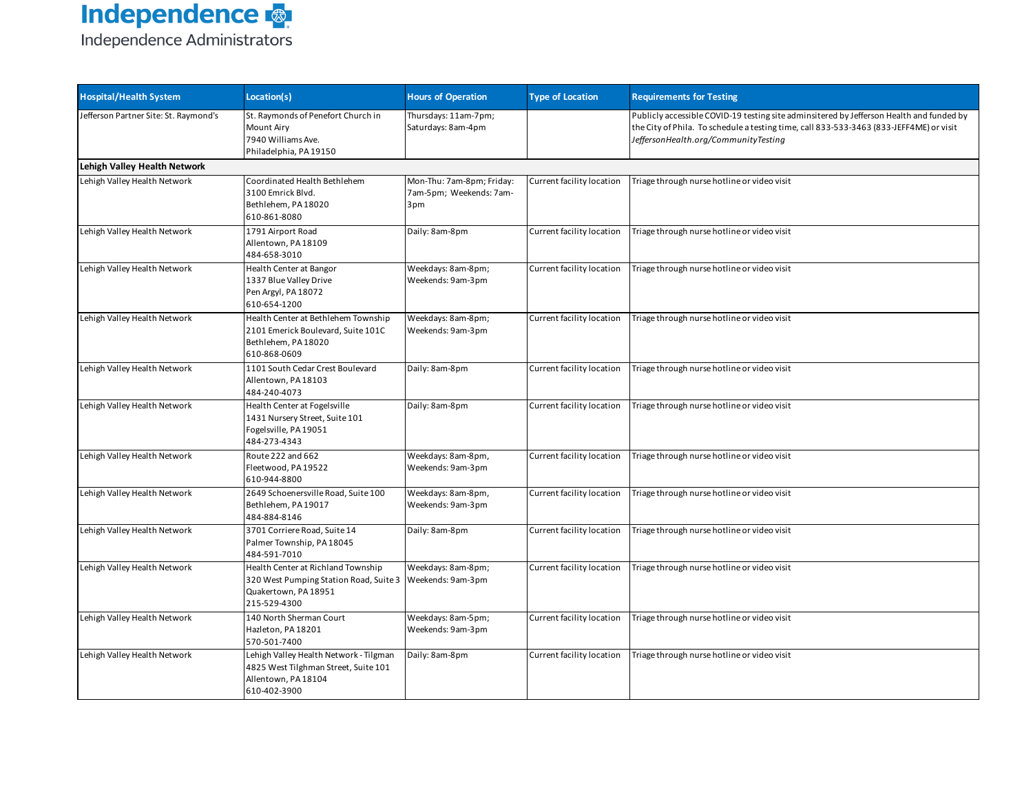| Hospital/Health System | Location(s) | Hours of Operation | Type of Location | Requirements for Testing |
|---|---|---|---|---|
| Jefferson Partner Site: St. Raymond's | St. Raymonds of Penefort Church in Mount Airy<br>7940 Williams Ave.<br>Philadelphia, PA 19150 | Thursdays: 11am-7pm; Saturdays: 8am-4pm | | Publicly accessible COVID-19 testing site adminsitered by Jefferson Health and funded by the City of Phila. To schedule a testing time, call 833-533-3463 (833-JEFF4ME) or visit *JeffersonHealth.org/CommunityTesting* |
| **Lehigh Valley Health Network** | | | | |
| Lehigh Valley Health Network | Coordinated Health Bethlehem<br>3100 Emrick Blvd.<br>Bethlehem, PA 18020<br>610-861-8080 | Mon-Thu: 7am-8pm; Friday: 7am-5pm; Weekends: 7am-3pm | Current facility location | Triage through nurse hotline or video visit |
| Lehigh Valley Health Network | 1791 Airport Road<br>Allentown, PA 18109<br>484-658-3010 | Daily: 8am-8pm | Current facility location | Triage through nurse hotline or video visit |
| Lehigh Valley Health Network | Health Center at Bangor<br>1337 Blue Valley Drive<br>Pen Argyl, PA 18072<br>610-654-1200 | Weekdays: 8am-8pm; Weekends: 9am-3pm | Current facility location | Triage through nurse hotline or video visit |
| Lehigh Valley Health Network | Health Center at Bethlehem Township<br>2101 Emerick Boulevard, Suite 101C<br>Bethlehem, PA 18020<br>610-868-0609 | Weekdays: 8am-8pm; Weekends: 9am-3pm | Current facility location | Triage through nurse hotline or video visit |
| Lehigh Valley Health Network | 1101 South Cedar Crest Boulevard<br>Allentown, PA 18103<br>484-240-4073 | Daily: 8am-8pm | Current facility location | Triage through nurse hotline or video visit |
| Lehigh Valley Health Network | Health Center at Fogelsville<br>1431 Nursery Street, Suite 101<br>Fogelsville, PA 19051<br>484-273-4343 | Daily: 8am-8pm | Current facility location | Triage through nurse hotline or video visit |
| Lehigh Valley Health Network | Route 222 and 662<br>Fleetwood, PA 19522<br>610-944-8800 | Weekdays: 8am-8pm, Weekends: 9am-3pm | Current facility location | Triage through nurse hotline or video visit |
| Lehigh Valley Health Network | 2649 Schoenersville Road, Suite 100<br>Bethlehem, PA 19017<br>484-884-8146 | Weekdays: 8am-8pm, Weekends: 9am-3pm | Current facility location | Triage through nurse hotline or video visit |
| Lehigh Valley Health Network | 3701 Corriere Road, Suite 14<br>Palmer Township, PA 18045<br>484-591-7010 | Daily: 8am-8pm | Current facility location | Triage through nurse hotline or video visit |
| Lehigh Valley Health Network | Health Center at Richland Township<br>320 West Pumping Station Road, Suite 3<br>Quakertown, PA 18951<br>215-529-4300 | Weekdays: 8am-8pm; Weekends: 9am-3pm | Current facility location | Triage through nurse hotline or video visit |
| Lehigh Valley Health Network | 140 North Sherman Court<br>Hazleton, PA 18201<br>570-501-7400 | Weekdays: 8am-5pm; Weekends: 9am-3pm | Current facility location | Triage through nurse hotline or video visit |
| Lehigh Valley Health Network | Lehigh Valley Health Network - Tilgman<br>4825 West Tilghman Street, Suite 101<br>Allentown, PA 18104<br>610-402-3900 | Daily: 8am-8pm | Current facility location | Triage through nurse hotline or video visit |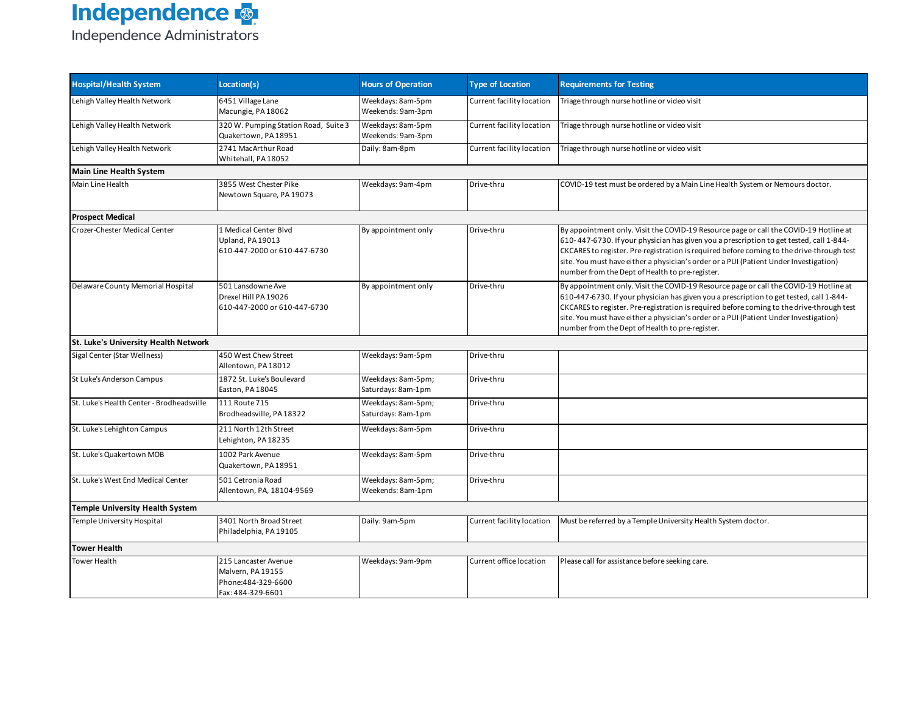Independence
Independence Administrators

| Hospital/Health System | Location(s) | Hours of Operation | Type of Location | Requirements for Testing |
|---|---|---|---|---|
| Lehigh Valley Health Network | 6451 Village Lane<br>Macungie, PA 18062 | Weekdays: 8am-5pm<br>Weekends: 9am-3pm | Current facility location | Triage through nurse hotline or video visit |
| Lehigh Valley Health Network | 320 W. Pumping Station Road, Suite 3<br>Quakertown, PA 18951 | Weekdays: 8am-5pm<br>Weekends: 9am-3pm | Current facility location | Triage through nurse hotline or video visit |
| Lehigh Valley Health Network | 2741 MacArthur Road<br>Whitehall, PA 18052 | Daily: 8am-8pm | Current facility location | Triage through nurse hotline or video visit |
| **Main Line Health System** | | | | |
| Main Line Health | 3855 West Chester Pike<br>Newtown Square, PA 19073 | Weekdays: 9am-4pm | Drive-thru | COVID-19 test must be ordered by a Main Line Health System or Nemours doctor. |
| **Prospect Medical** | | | | |
| Crozer-Chester Medical Center | 1 Medical Center Blvd<br>Upland, PA 19013<br>610-447-2000 or 610-447-6730 | By appointment only | Drive-thru | By appointment only. Visit the COVID-19 Resource page or call the COVID-19 Hotline at 610- 447-6730. If your physician has given you a prescription to get tested, call 1-844-CKCARES to register. Pre-registration is required before coming to the drive-through test site. You must have either a physician's order or a PUI (Patient Under Investigation) number from the Dept of Health to pre-register. |
| Delaware County Memorial Hospital | 501 Lansdowne Ave<br>Drexel Hill PA 19026<br>610-447-2000 or 610-447-6730 | By appointment only | Drive-thru | By appointment only. Visit the COVID-19 Resource page or call the COVID-19 Hotline at 610-447-6730. If your physician has given you a prescription to get tested, call 1-844-CKCARES to register. Pre-registration is required before coming to the drive-through test site. You must have either a physician's order or a PUI (Patient Under Investigation) number from the Dept of Health to pre-register. |
| **St. Luke's University Health Network** | | | | |
| Sigal Center (Star Wellness) | 450 West Chew Street<br>Allentown, PA 18012 | Weekdays: 9am-5pm | Drive-thru | |
| St Luke's Anderson Campus | 1872 St. Luke's Boulevard<br>Easton, PA 18045 | Weekdays: 8am-5pm;<br>Saturdays: 8am-1pm | Drive-thru | |
| St. Luke's Health Center - Brodheadsville | 111 Route 715<br>Brodheadsville, PA 18322 | Weekdays: 8am-5pm;<br>Saturdays: 8am-1pm | Drive-thru | |
| St. Luke's Lehighton Campus | 211 North 12th Street<br>Lehighton, PA 18235 | Weekdays: 8am-5pm | Drive-thru | |
| St. Luke's Quakertown MOB | 1002 Park Avenue<br>Quakertown, PA 18951 | Weekdays: 8am-5pm | Drive-thru | |
| St. Luke's West End Medical Center | 501 Cetronia Road<br>Allentown, PA, 18104-9569 | Weekdays: 8am-5pm;<br>Weekends: 8am-1pm | Drive-thru | |
| **Temple University Health System** | | | | |
| Temple University Hospital | 3401 North Broad Street<br>Philadelphia, PA 19105 | Daily: 9am-5pm | Current facility location | Must be referred by a Temple University Health System doctor. |
| **Tower Health** | | | | |
| Tower Health | 215 Lancaster Avenue<br>Malvern, PA 19155<br>Phone:484-329-6600<br>Fax: 484-329-6601 | Weekdays: 9am-9pm | Current office location | Please call for assistance before seeking care. |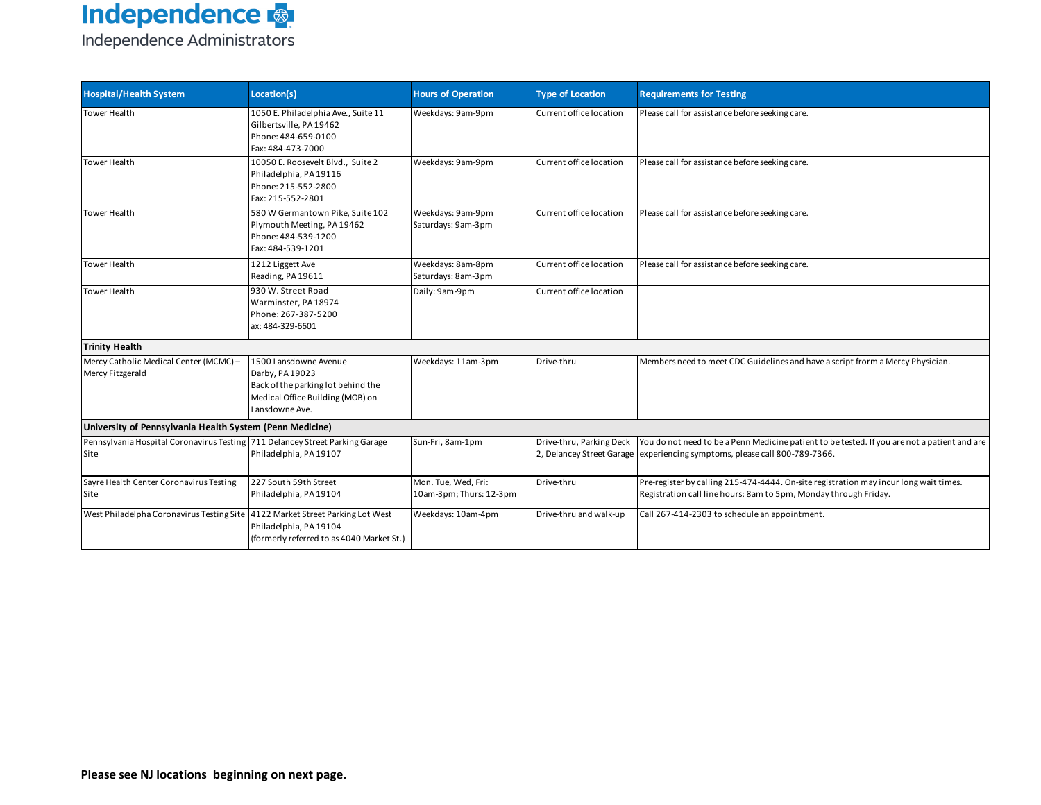Independence
Independence Administrators

| Hospital/Health System | Location(s) | Hours of Operation | Type of Location | Requirements for Testing |
| --- | --- | --- | --- | --- |
| Tower Health | 1050 E. Philadelphia Ave., Suite 11<br>Gilbertsville, PA 19462<br>Phone: 484-659-0100<br>Fax: 484-473-7000 | Weekdays: 9am-9pm | Current office location | Please call for assistance before seeking care. |
| Tower Health | 10050 E. Roosevelt Blvd., Suite 2<br>Philadelphia, PA 19116<br>Phone: 215-552-2800<br>Fax: 215-552-2801 | Weekdays: 9am-9pm | Current office location | Please call for assistance before seeking care. |
| Tower Health | 580 W Germantown Pike, Suite 102<br>Plymouth Meeting, PA 19462<br>Phone: 484-539-1200<br>Fax: 484-539-1201 | Weekdays: 9am-9pm<br>Saturdays: 9am-3pm | Current office location | Please call for assistance before seeking care. |
| Tower Health | 1212 Liggett Ave<br>Reading, PA 19611 | Weekdays: 8am-8pm<br>Saturdays: 8am-3pm | Current office location | Please call for assistance before seeking care. |
| Tower Health | 930 W. Street Road<br>Warminster, PA 18974<br>Phone: 267-387-5200<br>ax: 484-329-6601 | Daily: 9am-9pm | Current office location | |
| **Trinity Health** | | | | |
| Mercy Catholic Medical Center (MCMC) – Mercy Fitzgerald | 1500 Lansdowne Avenue<br>Darby, PA 19023<br>Back of the parking lot behind the Medical Office Building (MOB) on Lansdowne Ave. | Weekdays: 11am-3pm | Drive-thru | Members need to meet CDC Guidelines and have a script frorm a Mercy Physician. |
| **University of Pennsylvania Health System (Penn Medicine)** | | | | |
| Pennsylvania Hospital Coronavirus Testing Site | 711 Delancey Street Parking Garage<br>Philadelphia, PA 19107 | Sun-Fri, 8am-1pm | Drive-thru, Parking Deck 2, Delancey Street Garage | You do not need to be a Penn Medicine patient to be tested. If you are not a patient and are experiencing symptoms, please call 800-789-7366. |
| Sayre Health Center Coronavirus Testing Site | 227 South 59th Street<br>Philadelphia, PA 19104 | Mon. Tue, Wed, Fri: 10am-3pm; Thurs: 12-3pm | Drive-thru | Pre-register by calling 215-474-4444. On-site registration may incur long wait times. Registration call line hours: 8am to 5pm, Monday through Friday. |
| West Philadelpha Coronavirus Testing Site | 4122 Market Street Parking Lot West<br>Philadelphia, PA 19104<br>(formerly referred to as 4040 Market St.) | Weekdays: 10am-4pm | Drive-thru and walk-up | Call 267-414-2303 to schedule an appointment. |

**Please see NJ locations beginning on next page.**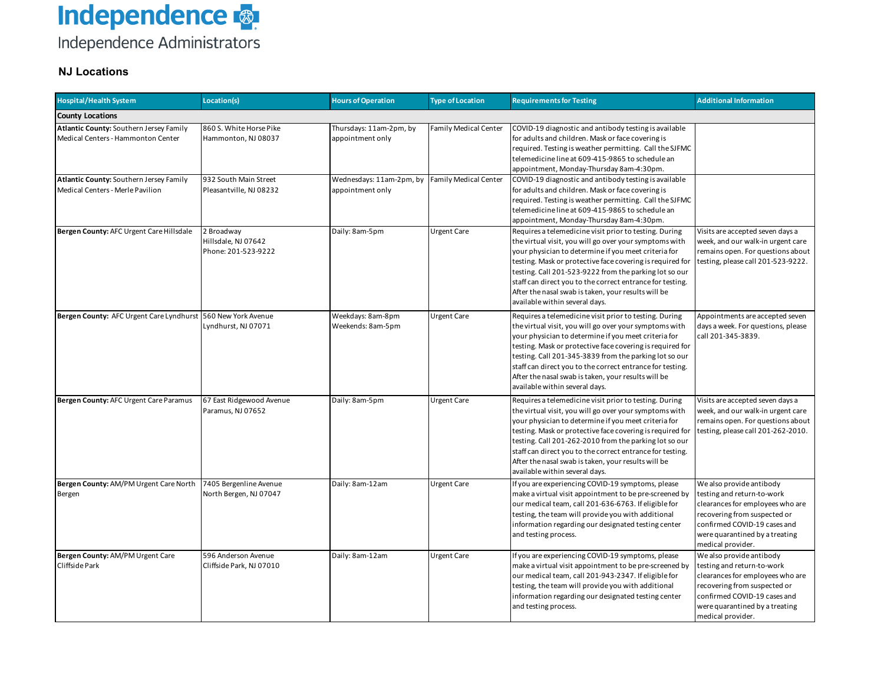Independence

Independence Administrators

## NJ Locations

| Hospital/Health System | Location(s) | Hours of Operation | Type of Location | Requirements for Testing | Additional Information |
|---|---|---|---|---|---|
| **County Locations** | | | | | |
| **Atlantic County:** Southern Jersey Family Medical Centers - Hammonton Center | 860 S. White Horse Pike Hammonton, NJ 08037 | Thursdays: 11am-2pm, by appointment only | Family Medical Center | COVID-19 diagnostic and antibody testing is available for adults and children. Mask or face covering is required. Testing is weather permitting. Call the SJFMC telemedicine line at 609-415-9865 to schedule an appointment, Monday-Thursday 8am-4:30pm. | |
| **Atlantic County:** Southern Jersey Family Medical Centers - Merle Pavilion | 932 South Main Street Pleasantville, NJ 08232 | Wednesdays: 11am-2pm, by appointment only | Family Medical Center | COVID-19 diagnostic and antibody testing is available for adults and children. Mask or face covering is required. Testing is weather permitting. Call the SJFMC telemedicine line at 609-415-9865 to schedule an appointment, Monday-Thursday 8am-4:30pm. | |
| **Bergen County:** AFC Urgent Care Hillsdale | 2 Broadway Hillsdale, NJ 07642 Phone: 201-523-9222 | Daily: 8am-5pm | Urgent Care | Requires a telemedicine visit prior to testing. During the virtual visit, you will go over your symptoms with your physician to determine if you meet criteria for testing. Mask or protective face covering is required for testing. Call 201-523-9222 from the parking lot so our staff can direct you to the correct entrance for testing. After the nasal swab is taken, your results will be available within several days. | Visits are accepted seven days a week, and our walk-in urgent care remains open. For questions about testing, please call 201-523-9222. |
| **Bergen County:** AFC Urgent Care Lyndhurst | 560 New York Avenue Lyndhurst, NJ 07071 | Weekdays: 8am-8pm Weekends: 8am-5pm | Urgent Care | Requires a telemedicine visit prior to testing. During the virtual visit, you will go over your symptoms with your physician to determine if you meet criteria for testing. Mask or protective face covering is required for testing. Call 201-345-3839 from the parking lot so our staff can direct you to the correct entrance for testing. After the nasal swab is taken, your results will be available within several days. | Appointments are accepted seven days a week. For questions, please call 201-345-3839. |
| **Bergen County:** AFC Urgent Care Paramus | 67 East Ridgewood Avenue Paramus, NJ 07652 | Daily: 8am-5pm | Urgent Care | Requires a telemedicine visit prior to testing. During the virtual visit, you will go over your symptoms with your physician to determine if you meet criteria for testing. Mask or protective face covering is required for testing. Call 201-262-2010 from the parking lot so our staff can direct you to the correct entrance for testing. After the nasal swab is taken, your results will be available within several days. | Visits are accepted seven days a week, and our walk-in urgent care remains open. For questions about testing, please call 201-262-2010. |
| **Bergen County:** AM/PM Urgent Care North Bergen | 7405 Bergenline Avenue North Bergen, NJ 07047 | Daily: 8am-12am | Urgent Care | If you are experiencing COVID-19 symptoms, please make a virtual visit appointment to be pre-screened by our medical team, call 201-636-6763. If eligible for testing, the team will provide you with additional information regarding our designated testing center and testing process. | We also provide antibody testing and return-to-work clearances for employees who are recovering from suspected or confirmed COVID-19 cases and were quarantined by a treating medical provider. |
| **Bergen County:** AM/PM Urgent Care Cliffside Park | 596 Anderson Avenue Cliffside Park, NJ 07010 | Daily: 8am-12am | Urgent Care | If you are experiencing COVID-19 symptoms, please make a virtual visit appointment to be pre-screened by our medical team, call 201-943-2347. If eligible for testing, the team will provide you with additional information regarding our designated testing center and testing process. | We also provide antibody testing and return-to-work clearances for employees who are recovering from suspected or confirmed COVID-19 cases and were quarantined by a treating medical provider. |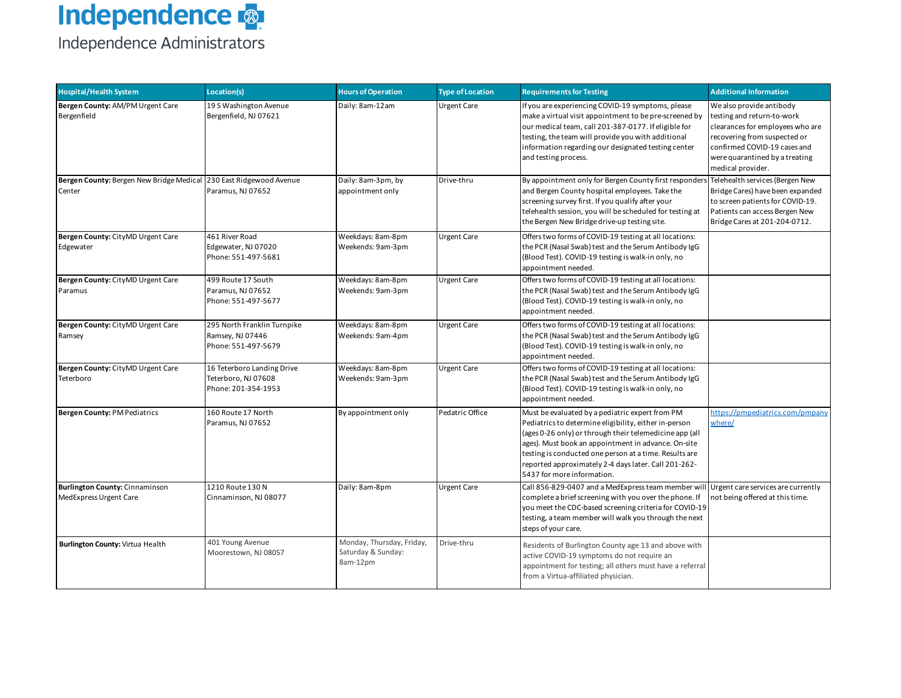Independence

Independence Administrators

| Hospital/Health System | Location(s) | Hours of Operation | Type of Location | Requirements for Testing | Additional Information |
|---|---|---|---|---|---|
| **Bergen County:** AM/PM Urgent Care Bergenfield | 19 S Washington Avenue Bergenfield, NJ 07621 | Daily: 8am-12am | Urgent Care | If you are experiencing COVID-19 symptoms, please make a virtual visit appointment to be pre-screened by our medical team, call 201-387-0177. If eligible for testing, the team will provide you with additional information regarding our designated testing center and testing process. | We also provide antibody testing and return-to-work clearances for employees who are recovering from suspected or confirmed COVID-19 cases and were quarantined by a treating medical provider. |
| **Bergen County:** Bergen New Bridge Medical Center | 230 East Ridgewood Avenue Paramus, NJ 07652 | Daily: 8am-3pm, by appointment only | Drive-thru | By appointment only for Bergen County first responders and Bergen County hospital employees. Take the screening survey first. If you qualify after your telehealth session, you will be scheduled for testing at the Bergen New Bridge drive-up testing site. | Telehealth services (Bergen New Bridge Cares) have been expanded to screen patients for COVID-19. Patients can access Bergen New Bridge Cares at 201-204-0712. |
| **Bergen County:** CityMD Urgent Care Edgewater | 461 River Road Edgewater, NJ 07020 Phone: 551-497-5681 | Weekdays: 8am-8pm Weekends: 9am-3pm | Urgent Care | Offers two forms of COVID-19 testing at all locations: the PCR (Nasal Swab) test and the Serum Antibody IgG (Blood Test). COVID-19 testing is walk-in only, no appointment needed. | |
| **Bergen County:** CityMD Urgent Care Paramus | 499 Route 17 South Paramus, NJ 07652 Phone: 551-497-5677 | Weekdays: 8am-8pm Weekends: 9am-3pm | Urgent Care | Offers two forms of COVID-19 testing at all locations: the PCR (Nasal Swab) test and the Serum Antibody IgG (Blood Test). COVID-19 testing is walk-in only, no appointment needed. | |
| **Bergen County:** CityMD Urgent Care Ramsey | 295 North Franklin Turnpike Ramsey, NJ 07446 Phone: 551-497-5679 | Weekdays: 8am-8pm Weekends: 9am-4pm | Urgent Care | Offers two forms of COVID-19 testing at all locations: the PCR (Nasal Swab) test and the Serum Antibody IgG (Blood Test). COVID-19 testing is walk-in only, no appointment needed. | |
| **Bergen County:** CityMD Urgent Care Teterboro | 16 Teterboro Landing Drive Teterboro, NJ 07608 Phone: 201-354-1953 | Weekdays: 8am-8pm Weekends: 9am-3pm | Urgent Care | Offers two forms of COVID-19 testing at all locations: the PCR (Nasal Swab) test and the Serum Antibody IgG (Blood Test). COVID-19 testing is walk-in only, no appointment needed. | |
| **Bergen County:** PM Pediatrics | 160 Route 17 North Paramus, NJ 07652 | By appointment only | Pedatric Office | Must be evaluated by a pediatric expert from PM Pediatrics to determine eligibility, either in-person (ages 0-26 only) or through their telemedicine app (all ages). Must book an appointment in advance. On-site testing is conducted one person at a time. Results are reported approximately 2-4 days later. Call 201-262-5437 for more information. | https://pmpediatrics.com/pmpanywhere/ |
| **Burlington County:** Cinnaminson MedExpress Urgent Care | 1210 Route 130 N Cinnaminson, NJ 08077 | Daily: 8am-8pm | Urgent Care | Call 856-829-0407 and a MedExpress team member will complete a brief screening with you over the phone. If you meet the CDC-based screening criteria for COVID-19 testing, a team member will walk you through the next steps of your care. | Urgent care services are currently not being offered at this time. |
| **Burlington County:** Virtua Health | 401 Young Avenue Moorestown, NJ 08057 | Monday, Thursday, Friday, Saturday & Sunday: 8am-12pm | Drive-thru | Residents of Burlington County age 13 and above with active COVID-19 symptoms do not require an appointment for testing; all others must have a referral from a Virtua-affiliated physician. | |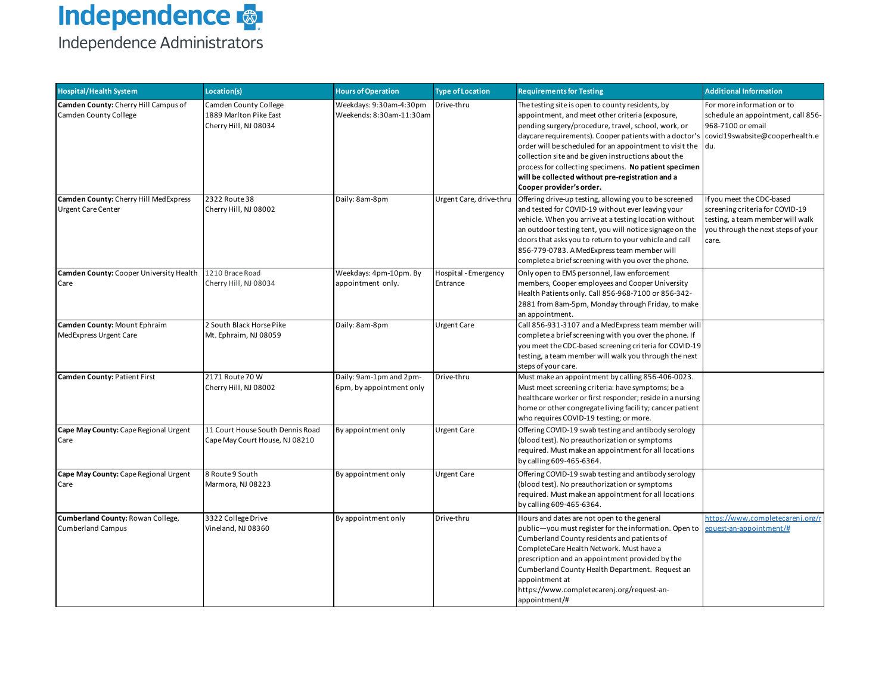Independence

Independence Administrators

| Hospital/Health System | Location(s) | Hours of Operation | Type of Location | Requirements for Testing | Additional Information |
|---|---|---|---|---|---|
| **Camden County:** Cherry Hill Campus of Camden County College | Camden County College<br>1889 Marlton Pike East<br>Cherry Hill, NJ 08034 | Weekdays: 9:30am-4:30pm<br>Weekends: 8:30am-11:30am | Drive-thru | The testing site is open to county residents, by appointment, and meet other criteria (exposure, pending surgery/procedure, travel, school, work, or daycare requirements). Cooper patients with a doctor's order will be scheduled for an appointment to visit the collection site and be given instructions about the process for collecting specimens. **No patient specimen will be collected without pre-registration and a Cooper provider's order.** | For more information or to schedule an appointment, call 856-968-7100 or email covid19swabsite@cooperhealth.edu. |
| **Camden County:** Cherry Hill MedExpress Urgent Care Center | 2322 Route 38<br>Cherry Hill, NJ 08002 | Daily: 8am-8pm | Urgent Care, drive-thru | Offering drive-up testing, allowing you to be screened and tested for COVID-19 without ever leaving your vehicle. When you arrive at a testing location without an outdoor testing tent, you will notice signage on the doors that asks you to return to your vehicle and call 856-779-0783. A MedExpress team member will complete a brief screening with you over the phone. | If you meet the CDC-based screening criteria for COVID-19 testing, a team member will walk you through the next steps of your care. |
| **Camden County:** Cooper University Health Care | 1210 Brace Road<br>Cherry Hill, NJ 08034 | Weekdays: 4pm-10pm. By appointment only. | Hospital - Emergency Entrance | Only open to EMS personnel, law enforcement members, Cooper employees and Cooper University Health Patients only. Call 856-968-7100 or 856-342-2881 from 8am-5pm, Monday through Friday, to make an appointment. | |
| **Camden County:** Mount Ephraim MedExpress Urgent Care | 2 South Black Horse Pike<br>Mt. Ephraim, NJ 08059 | Daily: 8am-8pm | Urgent Care | Call 856-931-3107 and a MedExpress team member will complete a brief screening with you over the phone. If you meet the CDC-based screening criteria for COVID-19 testing, a team member will walk you through the next steps of your care. | |
| **Camden County:** Patient First | 2171 Route 70 W<br>Cherry Hill, NJ 08002 | Daily: 9am-1pm and 2pm-6pm, by appointment only | Drive-thru | Must make an appointment by calling 856-406-0023. Must meet screening criteria: have symptoms; be a healthcare worker or first responder; reside in a nursing home or other congregate living facility; cancer patient who requires COVID-19 testing; or more. | |
| **Cape May County:** Cape Regional Urgent Care | 11 Court House South Dennis Road<br>Cape May Court House, NJ 08210 | By appointment only | Urgent Care | Offering COVID-19 swab testing and antibody serology (blood test). No preauthorization or symptoms required. Must make an appointment for all locations by calling 609-465-6364. | |
| **Cape May County:** Cape Regional Urgent Care | 8 Route 9 South<br>Marmora, NJ 08223 | By appointment only | Urgent Care | Offering COVID-19 swab testing and antibody serology (blood test). No preauthorization or symptoms required. Must make an appointment for all locations by calling 609-465-6364. | |
| **Cumberland County:** Rowan College, Cumberland Campus | 3322 College Drive<br>Vineland, NJ 08360 | By appointment only | Drive-thru | Hours and dates are not open to the general public—you must register for the information. Open to Cumberland County residents and patients of CompleteCare Health Network. Must have a prescription and an appointment provided by the Cumberland County Health Department. Request an appointment at https://www.completecarenj.org/request-an-appointment/# | https://www.completecarenj.org/request-an-appointment/# |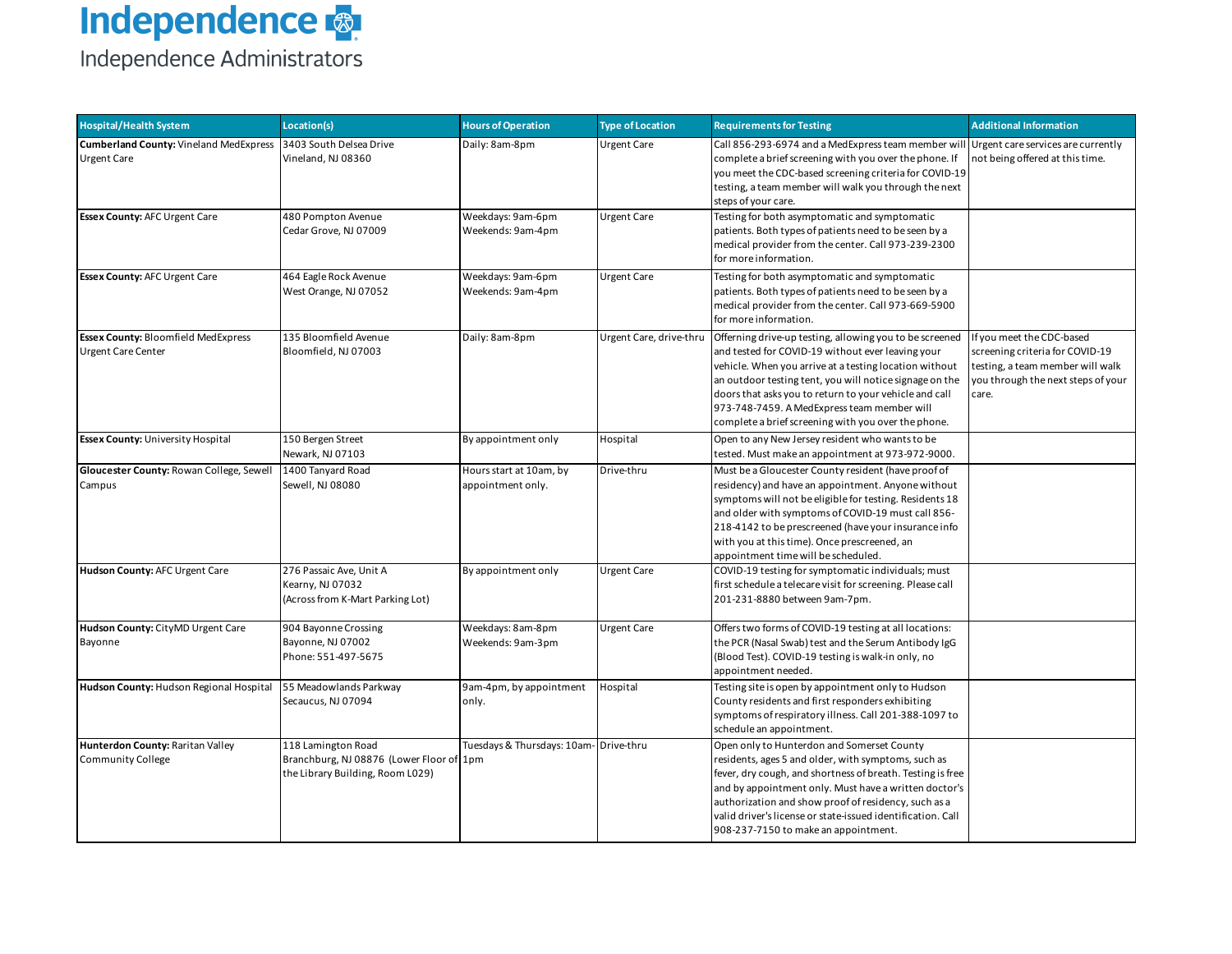Independence

Independence Administrators

| Hospital/Health System | Location(s) | Hours of Operation | Type of Location | Requirements for Testing | Additional Information |
|---|---|---|---|---|---|
| **Cumberland County:** Vineland MedExpress Urgent Care | 3403 South Delsea Drive Vineland, NJ 08360 | Daily: 8am-8pm | Urgent Care | Call 856-293-6974 and a MedExpress team member will complete a brief screening with you over the phone. If you meet the CDC-based screening criteria for COVID-19 testing, a team member will walk you through the next steps of your care. | Urgent care services are currently not being offered at this time. |
| **Essex County:** AFC Urgent Care | 480 Pompton Avenue Cedar Grove, NJ 07009 | Weekdays: 9am-6pm Weekends: 9am-4pm | Urgent Care | Testing for both asymptomatic and symptomatic patients. Both types of patients need to be seen by a medical provider from the center. Call 973-239-2300 for more information. | |
| **Essex County:** AFC Urgent Care | 464 Eagle Rock Avenue West Orange, NJ 07052 | Weekdays: 9am-6pm Weekends: 9am-4pm | Urgent Care | Testing for both asymptomatic and symptomatic patients. Both types of patients need to be seen by a medical provider from the center. Call 973-669-5900 for more information. | |
| **Essex County:** Bloomfield MedExpress Urgent Care Center | 135 Bloomfield Avenue Bloomfield, NJ 07003 | Daily: 8am-8pm | Urgent Care, drive-thru | Offerning drive-up testing, allowing you to be screened and tested for COVID-19 without ever leaving your vehicle. When you arrive at a testing location without an outdoor testing tent, you will notice signage on the doors that asks you to return to your vehicle and call 973-748-7459. A MedExpress team member will complete a brief screening with you over the phone. | If you meet the CDC-based screening criteria for COVID-19 testing, a team member will walk you through the next steps of your care. |
| **Essex County:** University Hospital | 150 Bergen Street Newark, NJ 07103 | By appointment only | Hospital | Open to any New Jersey resident who wants to be tested. Must make an appointment at 973-972-9000. | |
| **Gloucester County:** Rowan College, Sewell Campus | 1400 Tanyard Road Sewell, NJ 08080 | Hours start at 10am, by appointment only. | Drive-thru | Must be a Gloucester County resident (have proof of residency) and have an appointment. Anyone without symptoms will not be eligible for testing. Residents 18 and older with symptoms of COVID-19 must call 856-218-4142 to be prescreened (have your insurance info with you at this time). Once prescreened, an appointment time will be scheduled. | |
| **Hudson County:** AFC Urgent Care | 276 Passaic Ave, Unit A Kearny, NJ 07032 (Across from K-Mart Parking Lot) | By appointment only | Urgent Care | COVID-19 testing for symptomatic individuals; must first schedule a telecare visit for screening. Please call 201-231-8880 between 9am-7pm. | |
| **Hudson County:** CityMD Urgent Care Bayonne | 904 Bayonne Crossing Bayonne, NJ 07002 Phone: 551-497-5675 | Weekdays: 8am-8pm Weekends: 9am-3pm | Urgent Care | Offers two forms of COVID-19 testing at all locations: the PCR (Nasal Swab) test and the Serum Antibody IgG (Blood Test). COVID-19 testing is walk-in only, no appointment needed. | |
| **Hudson County:** Hudson Regional Hospital | 55 Meadowlands Parkway Secaucus, NJ 07094 | 9am-4pm, by appointment only. | Hospital | Testing site is open by appointment only to Hudson County residents and first responders exhibiting symptoms of respiratory illness. Call 201-388-1097 to schedule an appointment. | |
| **Hunterdon County:** Raritan Valley Community College | 118 Lamington Road Branchburg, NJ 08876 (Lower Floor of the Library Building, Room L029) | Tuesdays & Thursdays: 10am-1pm | Drive-thru | Open only to Hunterdon and Somerset County residents, ages 5 and older, with symptoms, such as fever, dry cough, and shortness of breath. Testing is free and by appointment only. Must have a written doctor's authorization and show proof of residency, such as a valid driver's license or state-issued identification. Call 908-237-7150 to make an appointment. | |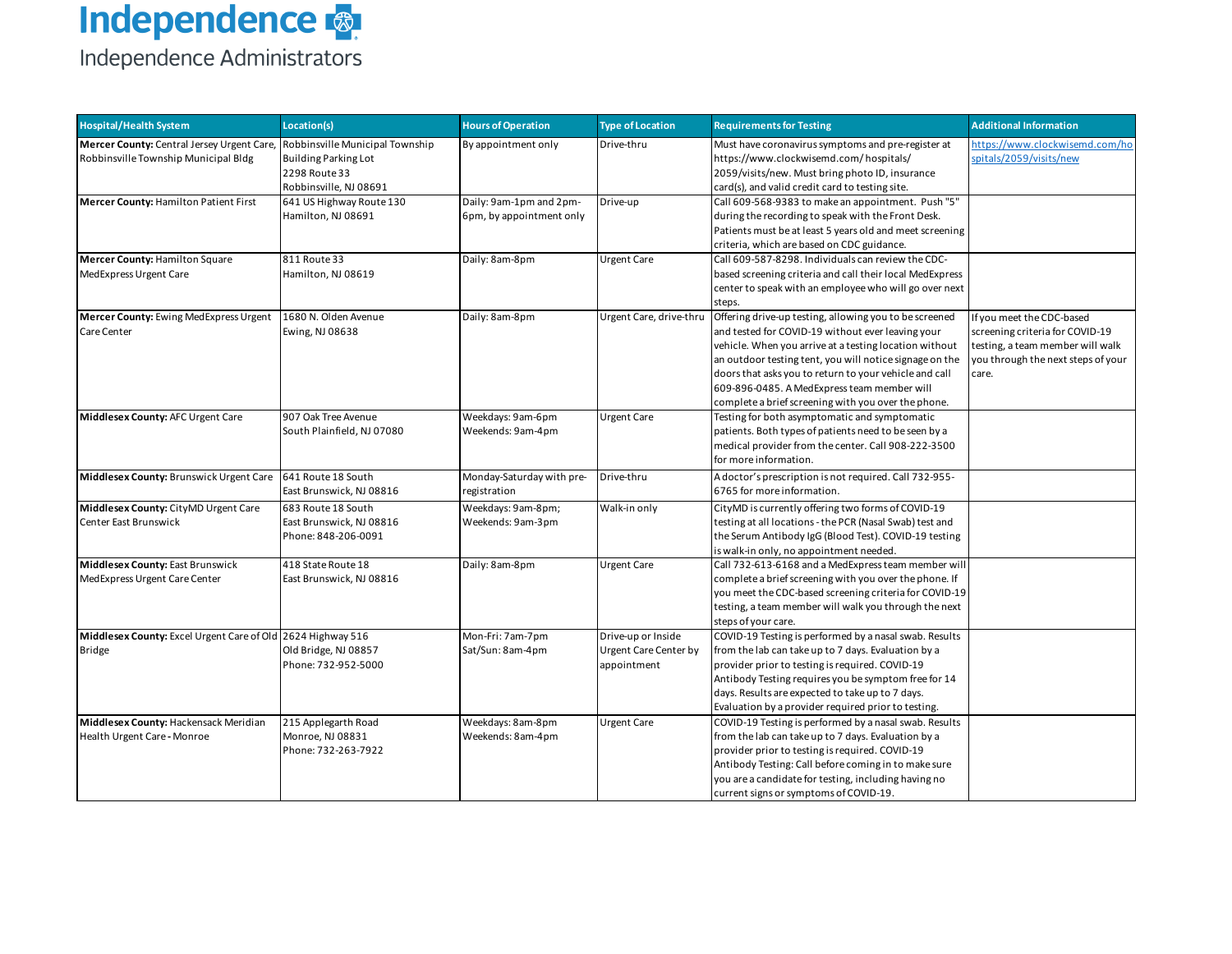| Hospital/Health System | Location(s) | Hours of Operation | Type of Location | Requirements for Testing | Additional Information |
|---|---|---|---|---|---|
| **Mercer County:** Central Jersey Urgent Care, Robbinsville Township Municipal Bldg | Robbinsville Municipal Township Building Parking Lot<br>2298 Route 33<br>Robbinsville, NJ 08691 | By appointment only | Drive-thru | Must have coronavirus symptoms and pre-register at https://www.clockwisemd.com/ hospitals/ 2059/visits/new. Must bring photo ID, insurance card(s), and valid credit card to testing site. | https://www.clockwisemd.com/hospitals/2059/visits/new |
| **Mercer County:** Hamilton Patient First | 641 US Highway Route 130<br>Hamilton, NJ 08691 | Daily: 9am-1pm and 2pm-6pm, by appointment only | Drive-up | Call 609-568-9383 to make an appointment. Push "5" during the recording to speak with the Front Desk. Patients must be at least 5 years old and meet screening criteria, which are based on CDC guidance. | |
| **Mercer County:** Hamilton Square MedExpress Urgent Care | 811 Route 33<br>Hamilton, NJ 08619 | Daily: 8am-8pm | Urgent Care | Call 609-587-8298. Individuals can review the CDC-based screening criteria and call their local MedExpress center to speak with an employee who will go over next steps. | |
| **Mercer County:** Ewing MedExpress Urgent Care Center | 1680 N. Olden Avenue<br>Ewing, NJ 08638 | Daily: 8am-8pm | Urgent Care, drive-thru | Offering drive-up testing, allowing you to be screened and tested for COVID-19 without ever leaving your vehicle. When you arrive at a testing location without an outdoor testing tent, you will notice signage on the doors that asks you to return to your vehicle and call 609-896-0485. A MedExpress team member will complete a brief screening with you over the phone. | If you meet the CDC-based screening criteria for COVID-19 testing, a team member will walk you through the next steps of your care. |
| **Middlesex County:** AFC Urgent Care | 907 Oak Tree Avenue<br>South Plainfield, NJ 07080 | Weekdays: 9am-6pm<br>Weekends: 9am-4pm | Urgent Care | Testing for both asymptomatic and symptomatic patients. Both types of patients need to be seen by a medical provider from the center. Call 908-222-3500 for more information. | |
| **Middlesex County:** Brunswick Urgent Care | 641 Route 18 South<br>East Brunswick, NJ 08816 | Monday-Saturday with pre-registration | Drive-thru | A doctor's prescription is not required. Call 732-955-6765 for more information. | |
| **Middlesex County:** CityMD Urgent Care Center East Brunswick | 683 Route 18 South<br>East Brunswick, NJ 08816<br>Phone: 848-206-0091 | Weekdays: 9am-8pm;<br>Weekends: 9am-3pm | Walk-in only | CityMD is currently offering two forms of COVID-19 testing at all locations - the PCR (Nasal Swab) test and the Serum Antibody IgG (Blood Test). COVID-19 testing is walk-in only, no appointment needed. | |
| **Middlesex County:** East Brunswick MedExpress Urgent Care Center | 418 State Route 18<br>East Brunswick, NJ 08816 | Daily: 8am-8pm | Urgent Care | Call 732-613-6168 and a MedExpress team member will complete a brief screening with you over the phone. If you meet the CDC-based screening criteria for COVID-19 testing, a team member will walk you through the next steps of your care. | |
| **Middlesex County:** Excel Urgent Care of Old Bridge | 2624 Highway 516<br>Old Bridge, NJ 08857<br>Phone: 732-952-5000 | Mon-Fri: 7am-7pm<br>Sat/Sun: 8am-4pm | Drive-up or Inside Urgent Care Center by appointment | COVID-19 Testing is performed by a nasal swab. Results from the lab can take up to 7 days. Evaluation by a provider prior to testing is required. COVID-19 Antibody Testing requires you be symptom free for 14 days. Results are expected to take up to 7 days. Evaluation by a provider required prior to testing. | |
| **Middlesex County:** Hackensack Meridian Health Urgent Care - Monroe | 215 Applegarth Road<br>Monroe, NJ 08831<br>Phone: 732-263-7922 | Weekdays: 8am-8pm<br>Weekends: 8am-4pm | Urgent Care | COVID-19 Testing is performed by a nasal swab. Results from the lab can take up to 7 days. Evaluation by a provider prior to testing is required. COVID-19 Antibody Testing: Call before coming in to make sure you are a candidate for testing, including having no current signs or symptoms of COVID-19. | |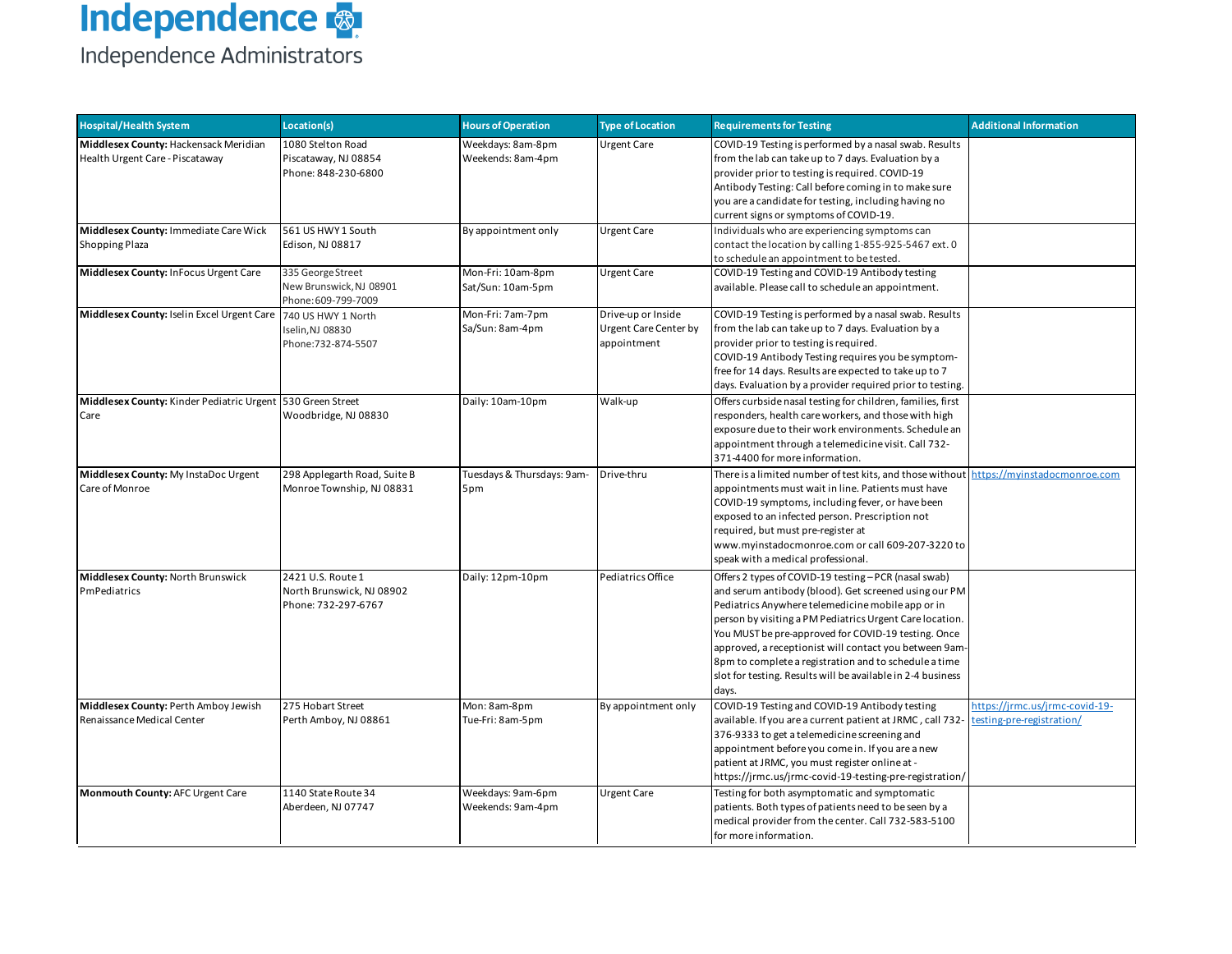Independence

Independence Administrators

| Hospital/Health System | Location(s) | Hours of Operation | Type of Location | Requirements for Testing | Additional Information |
|---|---|---|---|---|---|
| **Middlesex County:** Hackensack Meridian Health Urgent Care - Piscataway | 1080 Stelton Road<br>Piscataway, NJ 08854<br>Phone: 848-230-6800 | Weekdays: 8am-8pm<br>Weekends: 8am-4pm | Urgent Care | COVID-19 Testing is performed by a nasal swab. Results from the lab can take up to 7 days. Evaluation by a provider prior to testing is required. COVID-19 Antibody Testing: Call before coming in to make sure you are a candidate for testing, including having no current signs or symptoms of COVID-19. | |
| **Middlesex County:** Immediate Care Wick Shopping Plaza | 561 US HWY 1 South<br>Edison, NJ 08817 | By appointment only | Urgent Care | Individuals who are experiencing symptoms can contact the location by calling 1-855-925-5467 ext. 0 to schedule an appointment to be tested. | |
| **Middlesex County:** InFocus Urgent Care | 335 George Street<br>New Brunswick, NJ 08901<br>Phone: 609-799-7009 | Mon-Fri: 10am-8pm<br>Sat/Sun: 10am-5pm | Urgent Care | COVID-19 Testing and COVID-19 Antibody testing available. Please call to schedule an appointment. | |
| **Middlesex County:** Iselin Excel Urgent Care | 740 US HWY 1 North<br>Iselin, NJ 08830<br>Phone: 732-874-5507 | Mon-Fri: 7am-7pm<br>Sa/Sun: 8am-4pm | Drive-up or Inside Urgent Care Center by appointment | COVID-19 Testing is performed by a nasal swab. Results from the lab can take up to 7 days. Evaluation by a provider prior to testing is required.<br>COVID-19 Antibody Testing requires you be symptom-free for 14 days. Results are expected to take up to 7 days. Evaluation by a provider required prior to testing. | |
| **Middlesex County:** Kinder Pediatric Urgent Care | 530 Green Street<br>Woodbridge, NJ 08830 | Daily: 10am-10pm | Walk-up | Offers curbside nasal testing for children, families, first responders, health care workers, and those with high exposure due to their work environments. Schedule an appointment through a telemedicine visit. Call 732-371-4400 for more information. | |
| **Middlesex County:** My InstaDoc Urgent Care of Monroe | 298 Applegarth Road, Suite B<br>Monroe Township, NJ 08831 | Tuesdays & Thursdays: 9am-5pm | Drive-thru | There is a limited number of test kits, and those without appointments must wait in line. Patients must have COVID-19 symptoms, including fever, or have been exposed to an infected person. Prescription not required, but must pre-register at www.myinstadocmonroe.com or call 609-207-3220 to speak with a medical professional. | https://myinstadocmonroe.com |
| **Middlesex County:** North Brunswick PmPediatrics | 2421 U.S. Route 1<br>North Brunswick, NJ 08902<br>Phone: 732-297-6767 | Daily: 12pm-10pm | Pediatrics Office | Offers 2 types of COVID-19 testing – PCR (nasal swab) and serum antibody (blood). Get screened using our PM Pediatrics Anywhere telemedicine mobile app or in person by visiting a PM Pediatrics Urgent Care location. You MUST be pre-approved for COVID-19 testing. Once approved, a receptionist will contact you between 9am-8pm to complete a registration and to schedule a time slot for testing. Results will be available in 2-4 business days. | |
| **Middlesex County:** Perth Amboy Jewish Renaissance Medical Center | 275 Hobart Street<br>Perth Amboy, NJ 08861 | Mon: 8am-8pm<br>Tue-Fri: 8am-5pm | By appointment only | COVID-19 Testing and COVID-19 Antibody testing available. If you are a current patient at JRMC, call 732-376-9333 to get a telemedicine screening and appointment before you come in. If you are a new patient at JRMC, you must register online at - https://jrmc.us/jrmc-covid-19-testing-pre-registration/ | https://jrmc.us/jrmc-covid-19-testing-pre-registration/ |
| **Monmouth County:** AFC Urgent Care | 1140 State Route 34<br>Aberdeen, NJ 07747 | Weekdays: 9am-6pm<br>Weekends: 9am-4pm | Urgent Care | Testing for both asymptomatic and symptomatic patients. Both types of patients need to be seen by a medical provider from the center. Call 732-583-5100 for more information. | |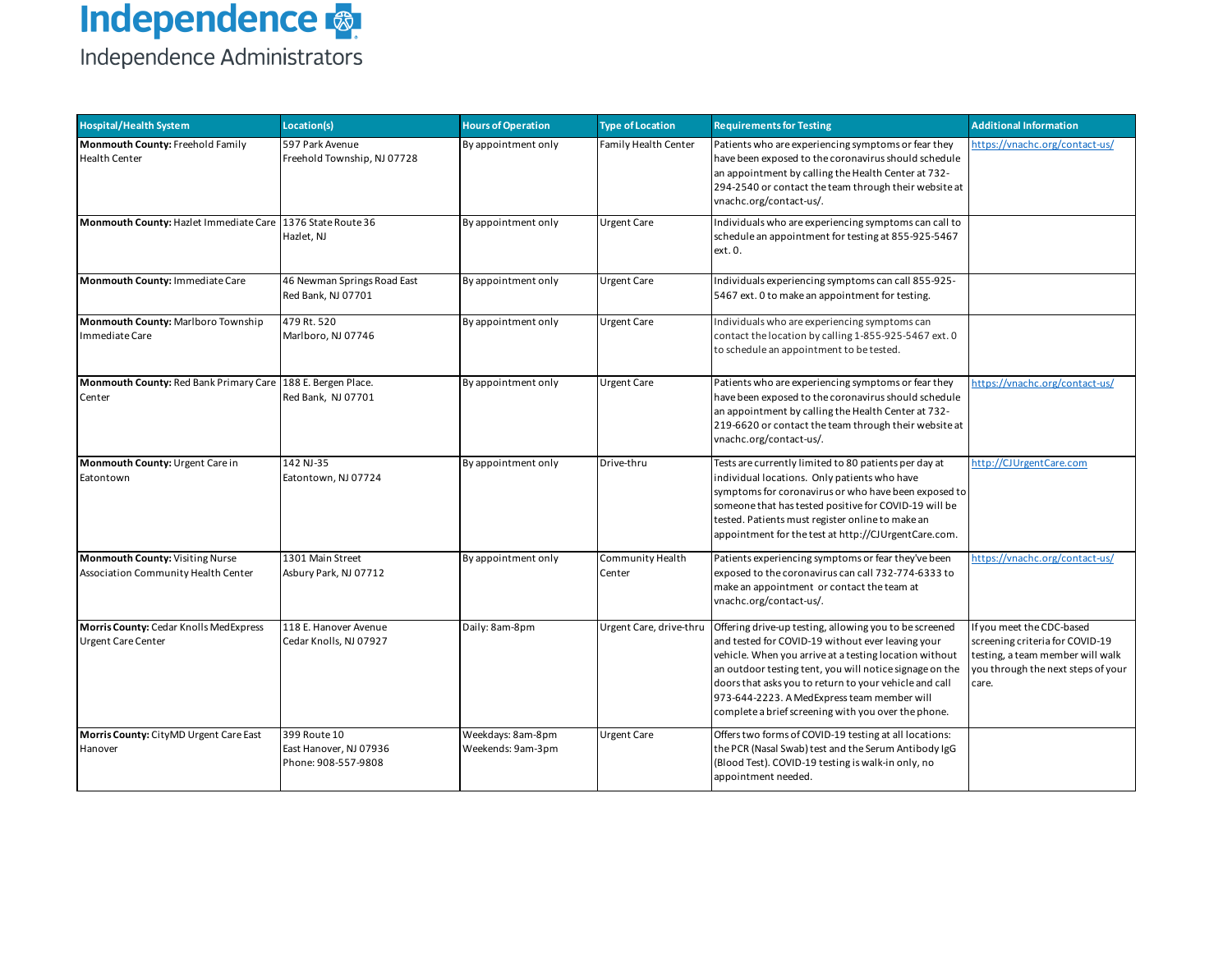# Independence

Independence Administrators

| Hospital/Health System | Location(s) | Hours of Operation | Type of Location | Requirements for Testing | Additional Information |
|---|---|---|---|---|---|
| **Monmouth County:** Freehold Family Health Center | 597 Park Avenue<br>Freehold Township, NJ 07728 | By appointment only | Family Health Center | Patients who are experiencing symptoms or fear they have been exposed to the coronavirus should schedule an appointment by calling the Health Center at 732-294-2540 or contact the team through their website at vnachc.org/contact-us/. | https://vnachc.org/contact-us/ |
| **Monmouth County:** Hazlet Immediate Care | 1376 State Route 36<br>Hazlet, NJ | By appointment only | Urgent Care | Individuals who are experiencing symptoms can call to schedule an appointment for testing at 855-925-5467 ext. 0. | |
| **Monmouth County:** Immediate Care | 46 Newman Springs Road East<br>Red Bank, NJ 07701 | By appointment only | Urgent Care | Individuals experiencing symptoms can call 855-925-5467 ext. 0 to make an appointment for testing. | |
| **Monmouth County:** Marlboro Township Immediate Care | 479 Rt. 520<br>Marlboro, NJ 07746 | By appointment only | Urgent Care | Individuals who are experiencing symptoms can contact the location by calling 1-855-925-5467 ext. 0 to schedule an appointment to be tested. | |
| **Monmouth County:** Red Bank Primary Care Center | 188 E. Bergen Place.<br>Red Bank, NJ 07701 | By appointment only | Urgent Care | Patients who are experiencing symptoms or fear they have been exposed to the coronavirus should schedule an appointment by calling the Health Center at 732-219-6620 or contact the team through their website at vnachc.org/contact-us/. | https://vnachc.org/contact-us/ |
| **Monmouth County:** Urgent Care in Eatontown | 142 NJ-35<br>Eatontown, NJ 07724 | By appointment only | Drive-thru | Tests are currently limited to 80 patients per day at individual locations. Only patients who have symptoms for coronavirus or who have been exposed to someone that has tested positive for COVID-19 will be tested. Patients must register online to make an appointment for the test at http://CJUrgentCare.com. | http://CJUrgentCare.com |
| **Monmouth County:** Visiting Nurse Association Community Health Center | 1301 Main Street<br>Asbury Park, NJ 07712 | By appointment only | Community Health Center | Patients experiencing symptoms or fear they've been exposed to the coronavirus can call 732-774-6333 to make an appointment or contact the team at vnachc.org/contact-us/. | https://vnachc.org/contact-us/ |
| **Morris County:** Cedar Knolls MedExpress Urgent Care Center | 118 E. Hanover Avenue<br>Cedar Knolls, NJ 07927 | Daily: 8am-8pm | Urgent Care, drive-thru | Offering drive-up testing, allowing you to be screened and tested for COVID-19 without ever leaving your vehicle. When you arrive at a testing location without an outdoor testing tent, you will notice signage on the doors that asks you to return to your vehicle and call 973-644-2223. A MedExpress team member will complete a brief screening with you over the phone. | If you meet the CDC-based screening criteria for COVID-19 testing, a team member will walk you through the next steps of your care. |
| **Morris County:** CityMD Urgent Care East Hanover | 399 Route 10<br>East Hanover, NJ 07936<br>Phone: 908-557-9808 | Weekdays: 8am-8pm<br>Weekends: 9am-3pm | Urgent Care | Offers two forms of COVID-19 testing at all locations: the PCR (Nasal Swab) test and the Serum Antibody IgG (Blood Test). COVID-19 testing is walk-in only, no appointment needed. | |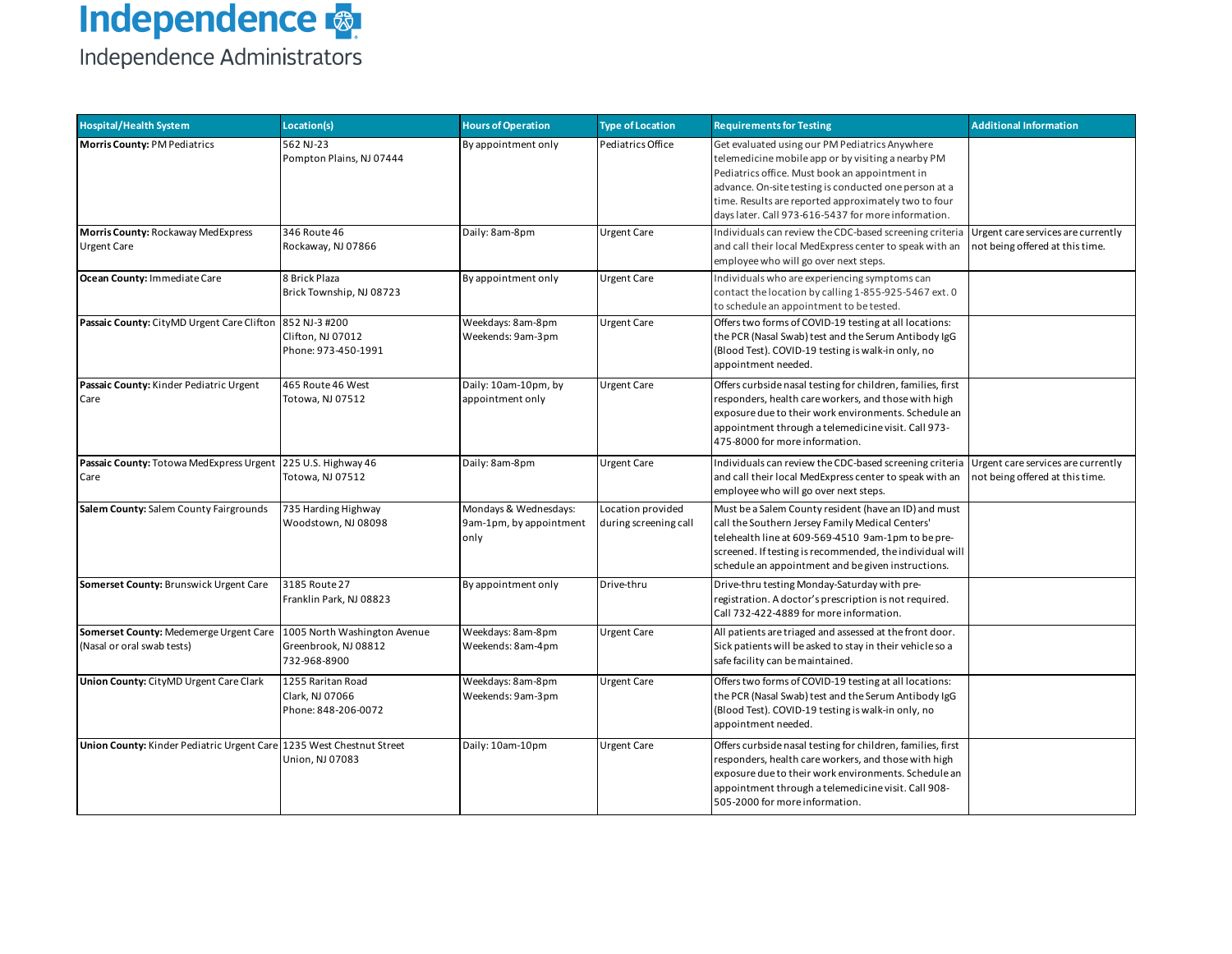Independence

Independence Administrators

| Hospital/Health System | Location(s) | Hours of Operation | Type of Location | Requirements for Testing | Additional Information |
|---|---|---|---|---|---|
| **Morris County:** PM Pediatrics | 562 NJ-23<br>Pompton Plains, NJ 07444 | By appointment only | Pediatrics Office | Get evaluated using our PM Pediatrics Anywhere telemedicine mobile app or by visiting a nearby PM Pediatrics office. Must book an appointment in advance. On-site testing is conducted one person at a time. Results are reported approximately two to four days later. Call 973-616-5437 for more information. | |
| **Morris County:** Rockaway MedExpress Urgent Care | 346 Route 46<br>Rockaway, NJ 07866 | Daily: 8am-8pm | Urgent Care | Individuals can review the CDC-based screening criteria and call their local MedExpress center to speak with an employee who will go over next steps. | Urgent care services are currently not being offered at this time. |
| **Ocean County:** Immediate Care | 8 Brick Plaza<br>Brick Township, NJ 08723 | By appointment only | Urgent Care | Individuals who are experiencing symptoms can contact the location by calling 1-855-925-5467 ext. 0 to schedule an appointment to be tested. | |
| **Passaic County:** CityMD Urgent Care Clifton | 852 NJ-3 #200<br>Clifton, NJ 07012<br>Phone: 973-450-1991 | Weekdays: 8am-8pm<br>Weekends: 9am-3pm | Urgent Care | Offers two forms of COVID-19 testing at all locations: the PCR (Nasal Swab) test and the Serum Antibody IgG (Blood Test). COVID-19 testing is walk-in only, no appointment needed. | |
| **Passaic County:** Kinder Pediatric Urgent Care | 465 Route 46 West<br>Totowa, NJ 07512 | Daily: 10am-10pm, by appointment only | Urgent Care | Offers curbside nasal testing for children, families, first responders, health care workers, and those with high exposure due to their work environments. Schedule an appointment through a telemedicine visit. Call 973-475-8000 for more information. | |
| **Passaic County:** Totowa MedExpress Urgent Care | 225 U.S. Highway 46<br>Totowa, NJ 07512 | Daily: 8am-8pm | Urgent Care | Individuals can review the CDC-based screening criteria and call their local MedExpress center to speak with an employee who will go over next steps. | Urgent care services are currently not being offered at this time. |
| **Salem County:** Salem County Fairgrounds | 735 Harding Highway<br>Woodstown, NJ 08098 | Mondays & Wednesdays: 9am-1pm, by appointment only | Location provided during screening call | Must be a Salem County resident (have an ID) and must call the Southern Jersey Family Medical Centers' telehealth line at 609-569-4510 9am-1pm to be pre-screened. If testing is recommended, the individual will schedule an appointment and be given instructions. | |
| **Somerset County:** Brunswick Urgent Care | 3185 Route 27<br>Franklin Park, NJ 08823 | By appointment only | Drive-thru | Drive-thru testing Monday-Saturday with pre-registration. A doctor's prescription is not required. Call 732-422-4889 for more information. | |
| **Somerset County:** Medemerge Urgent Care (Nasal or oral swab tests) | 1005 North Washington Avenue<br>Greenbrook, NJ 08812<br>732-968-8900 | Weekdays: 8am-8pm<br>Weekends: 8am-4pm | Urgent Care | All patients are triaged and assessed at the front door. Sick patients will be asked to stay in their vehicle so a safe facility can be maintained. | |
| **Union County:** CityMD Urgent Care Clark | 1255 Raritan Road<br>Clark, NJ 07066<br>Phone: 848-206-0072 | Weekdays: 8am-8pm<br>Weekends: 9am-3pm | Urgent Care | Offers two forms of COVID-19 testing at all locations: the PCR (Nasal Swab) test and the Serum Antibody IgG (Blood Test). COVID-19 testing is walk-in only, no appointment needed. | |
| **Union County:** Kinder Pediatric Urgent Care | 1235 West Chestnut Street<br>Union, NJ 07083 | Daily: 10am-10pm | Urgent Care | Offers curbside nasal testing for children, families, first responders, health care workers, and those with high exposure due to their work environments. Schedule an appointment through a telemedicine visit. Call 908-505-2000 for more information. | |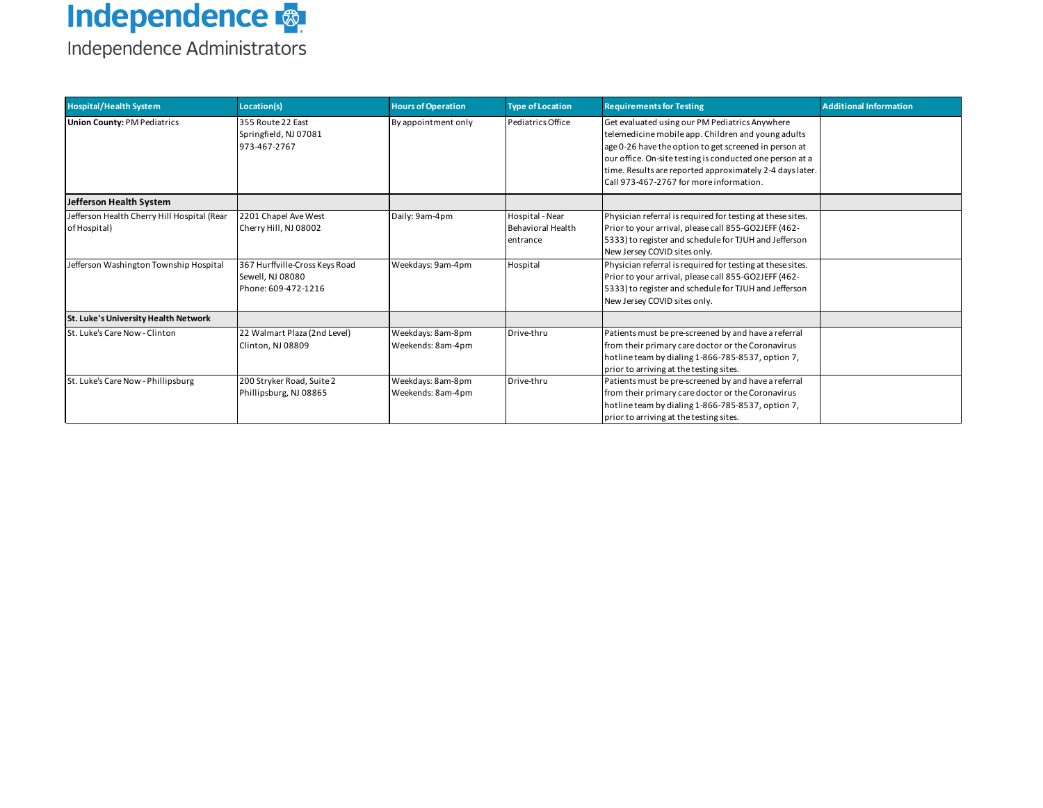Independence

Independence Administrators

| Hospital/Health System | Location(s) | Hours of Operation | Type of Location | Requirements for Testing | Additional Information |
|---|---|---|---|---|---|
| **Union County:** PM Pediatrics | 355 Route 22 East<br>Springfield, NJ 07081<br>973-467-2767 | By appointment only | Pediatrics Office | Get evaluated using our PM Pediatrics Anywhere telemedicine mobile app. Children and young adults age 0-26 have the option to get screened in person at our office. On-site testing is conducted one person at a time. Results are reported approximately 2-4 days later. Call 973-467-2767 for more information. | |
| **Jefferson Health System** | | | | | |
| Jefferson Health Cherry Hill Hospital (Rear of Hospital) | 2201 Chapel Ave West<br>Cherry Hill, NJ 08002 | Daily: 9am-4pm | Hospital - Near Behavioral Health entrance | Physician referral is required for testing at these sites. Prior to your arrival, please call 855-GO2JEFF (462-5333) to register and schedule for TJUH and Jefferson New Jersey COVID sites only. | |
| Jefferson Washington Township Hospital | 367 Hurffville-Cross Keys Road<br>Sewell, NJ 08080<br>Phone: 609-472-1216 | Weekdays: 9am-4pm | Hospital | Physician referral is required for testing at these sites. Prior to your arrival, please call 855-GO2JEFF (462-5333) to register and schedule for TJUH and Jefferson New Jersey COVID sites only. | |
| **St. Luke's University Health Network** | | | | | |
| St. Luke's Care Now - Clinton | 22 Walmart Plaza (2nd Level)<br>Clinton, NJ 08809 | Weekdays: 8am-8pm<br>Weekends: 8am-4pm | Drive-thru | Patients must be pre-screened by and have a referral from their primary care doctor or the Coronavirus hotline team by dialing 1-866-785-8537, option 7, prior to arriving at the testing sites. | |
| St. Luke's Care Now - Phillipsburg | 200 Stryker Road, Suite 2<br>Phillipsburg, NJ 08865 | Weekdays: 8am-8pm<br>Weekends: 8am-4pm | Drive-thru | Patients must be pre-screened by and have a referral from their primary care doctor or the Coronavirus hotline team by dialing 1-866-785-8537, option 7, prior to arriving at the testing sites. | |